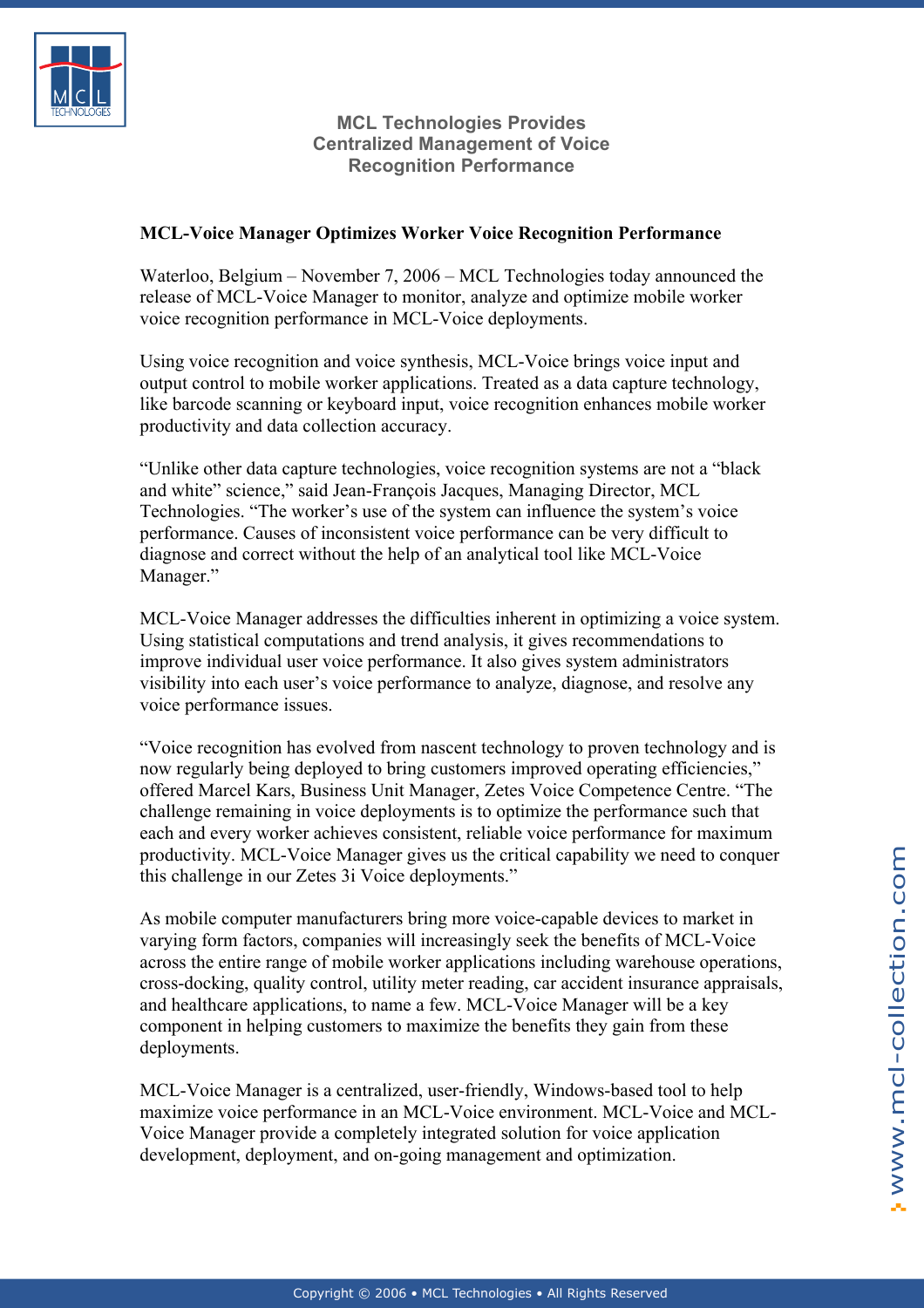# MCL Technologies Provides Centralized Management of Voice Recognition Performance

**MCL-Voice Manager Optimizes Worker Voice Recognition Performance**

Waterloo, Belgium – November 7, 2006 – MCL Technologies today announced the release of MCL-Voice Manager to monitor, analyze and optimize mobile worker voice recognition performance in MCL-Voice deployments.

Using voice recognition and voice synthesis, MCL-Voice brings voice input and output control to mobile worker applications. Treated as a data capture technology, like barcode scanning or keyboard input, voice recognition enhances mobile worker productivity and data collection accuracy.

"Unlike other data capture technologies, voice recognition systems are not a "black and white" science," said Jean-François Jacques, Managing Director, MCL Technologies. "The worker's use of the system can influence the system's voice performance. Causes of inconsistent voice performance can be very difficult to diagnose and correct without the help of an analytical tool like MCL-Voice Manager."

MCL-Voice Manager addresses the difficulties inherent in optimizing a voice system. Using statistical computations and trend analysis, it gives recommendations to improve individual user voice performance. It also gives system administrators visibility into each user's voice performance to analyze, diagnose, and resolve any voice performance issues.

"Voice recognition has evolved from nascent technology to proven technology and is now regularly being deployed to bring customers improved operating efficiencies," offered Marcel Kars, Business Unit Manager, Zetes Voice Competence Centre. "The challenge remaining in voice deployments is to optimize the performance such that each and every worker achieves consistent, reliable voice performance for maximum productivity. MCL-Voice Manager gives us the critical capability we need to conquer this challenge in our Zetes 3i Voice deployments."

As mobile computer manufacturers bring more voice-capable devices to market in varying form factors, companies will increasingly seek the benefits of MCL-Voice across the entire range of mobile worker applications including warehouse operations, cross-docking, quality control, utility meter reading, car accident insurance appraisals, and healthcare applications, to name a few. MCL-Voice Manager will be a key component in helping customers to maximize the benefits they gain from these deployments.

MCL-Voice Manager is a centralized, user-friendly, Windows-based tool to help maximize voice performance in an MCL-Voice environment. MCL-Voice and MCL-Voice Manager provide a completely integrated solution for voice application development, deployment, and on-going management and optimization.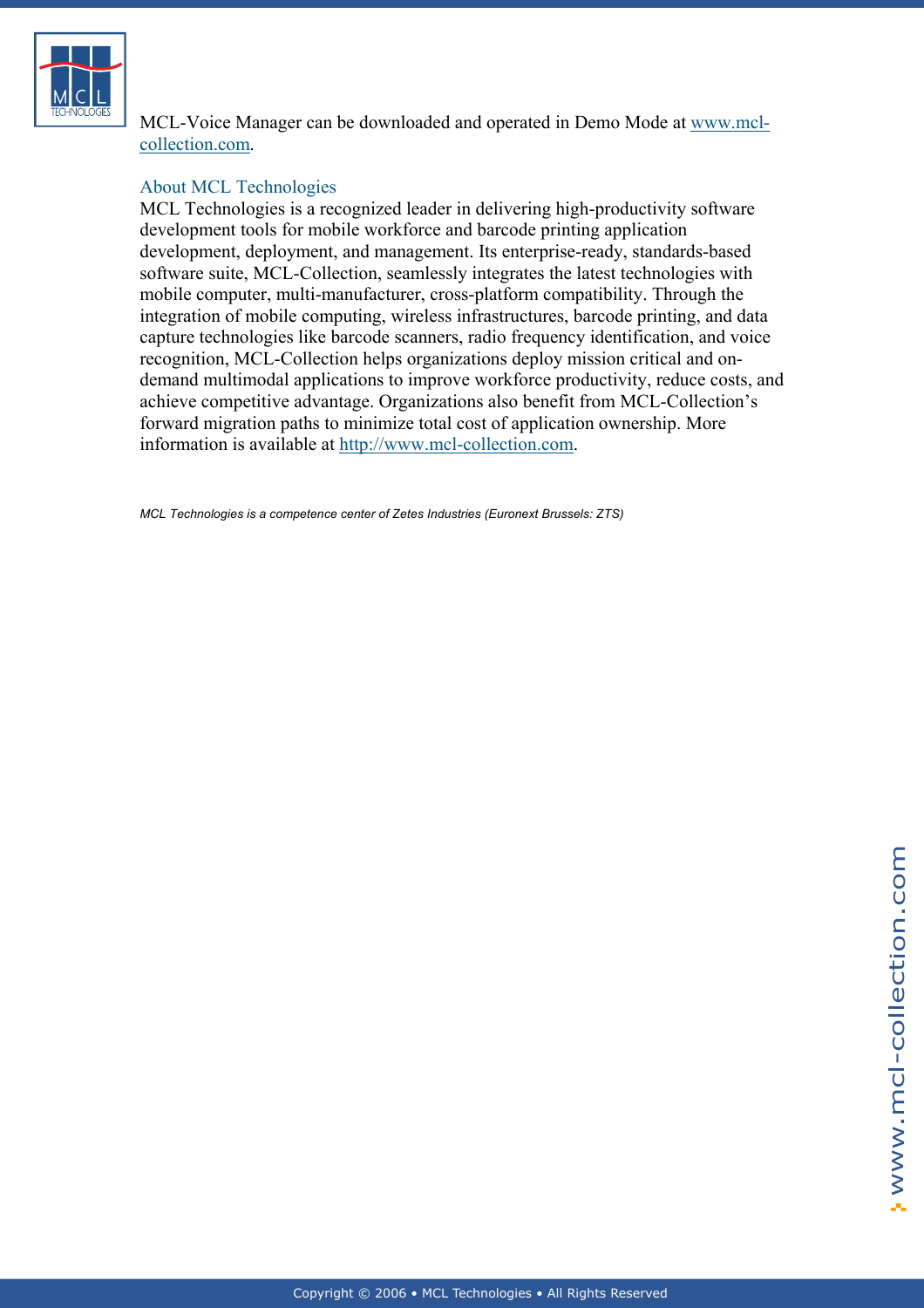MCL-Voice Manager can be downloaded and operated in Demo Mode at www.mcl-collection.com.

## About MCL Technologies

MCL Technologies is a recognized leader in delivering high-productivity software development tools for mobile workforce and barcode printing application development, deployment, and management. Its enterprise-ready, standards-based software suite, MCL-Collection, seamlessly integrates the latest technologies with mobile computer, multi-manufacturer, cross-platform compatibility. Through the integration of mobile computing, wireless infrastructures, barcode printing, and data capture technologies like barcode scanners, radio frequency identification, and voice recognition, MCL-Collection helps organizations deploy mission critical and on-demand multimodal applications to improve workforce productivity, reduce costs, and achieve competitive advantage. Organizations also benefit from MCL-Collection's forward migration paths to minimize total cost of application ownership. More information is available at http://www.mcl-collection.com.

*MCL Technologies is a competence center of Zetes Industries (Euronext Brussels: ZTS)*